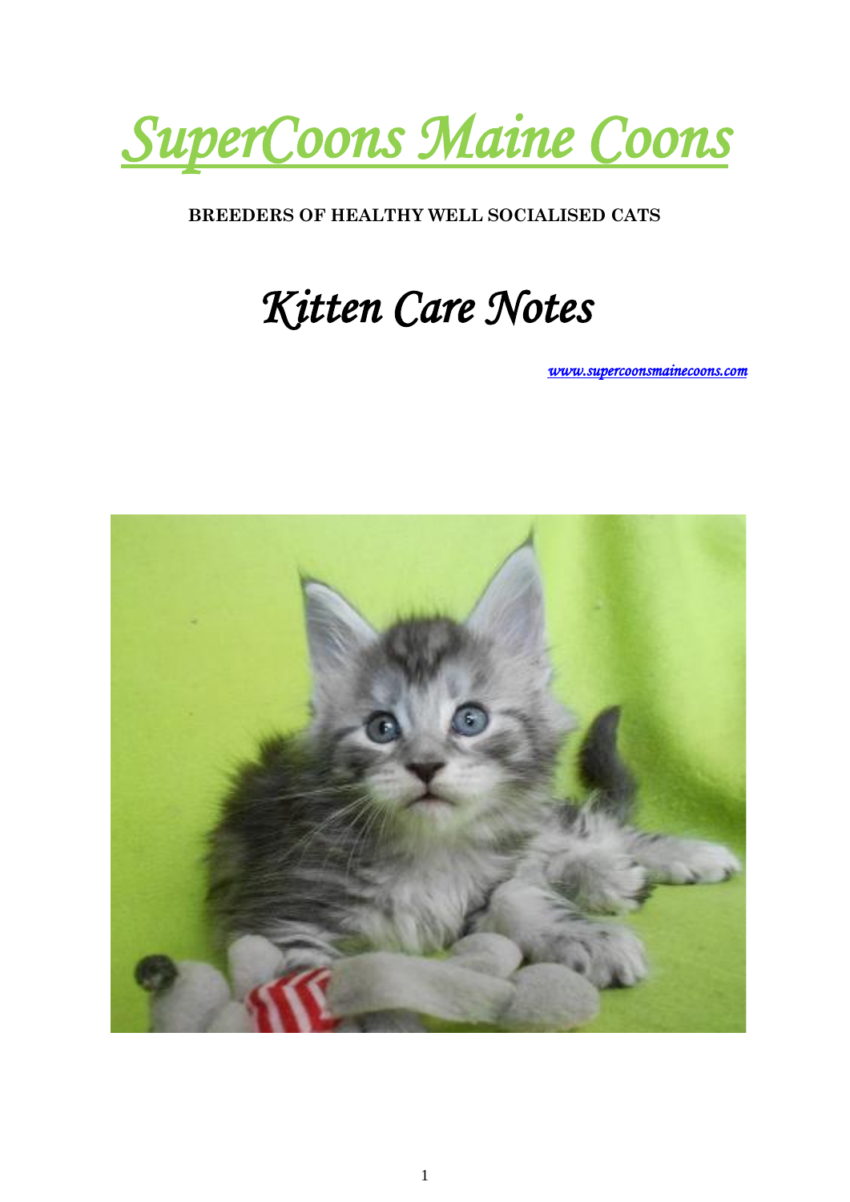# *SuperCoons Maine Coons*

**BREEDERS OF HEALTHY WELL SOCIALISED CATS**

## *Kitten Care Notes*

*www.supercoonsmainecoons.com*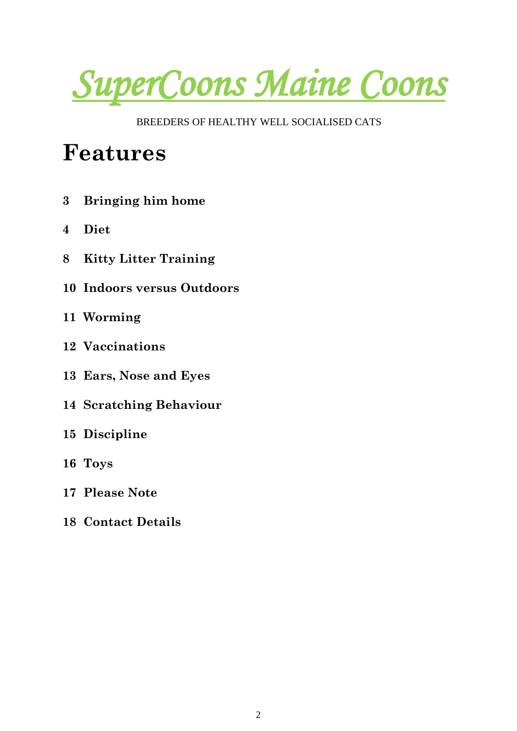# *SuperCoons Maine Coons*

BREEDERS OF HEALTHY WELL SOCIALISED CATS

## Features

**3 Bringing him home**

**4 Diet**

**8 Kitty Litter Training**

**10 Indoors versus Outdoors**

**11 Worming**

**12 Vaccinations**

**13 Ears, Nose and Eyes**

**14 Scratching Behaviour**

**15 Discipline**

**16 Toys**

**17 Please Note**

**18 Contact Details**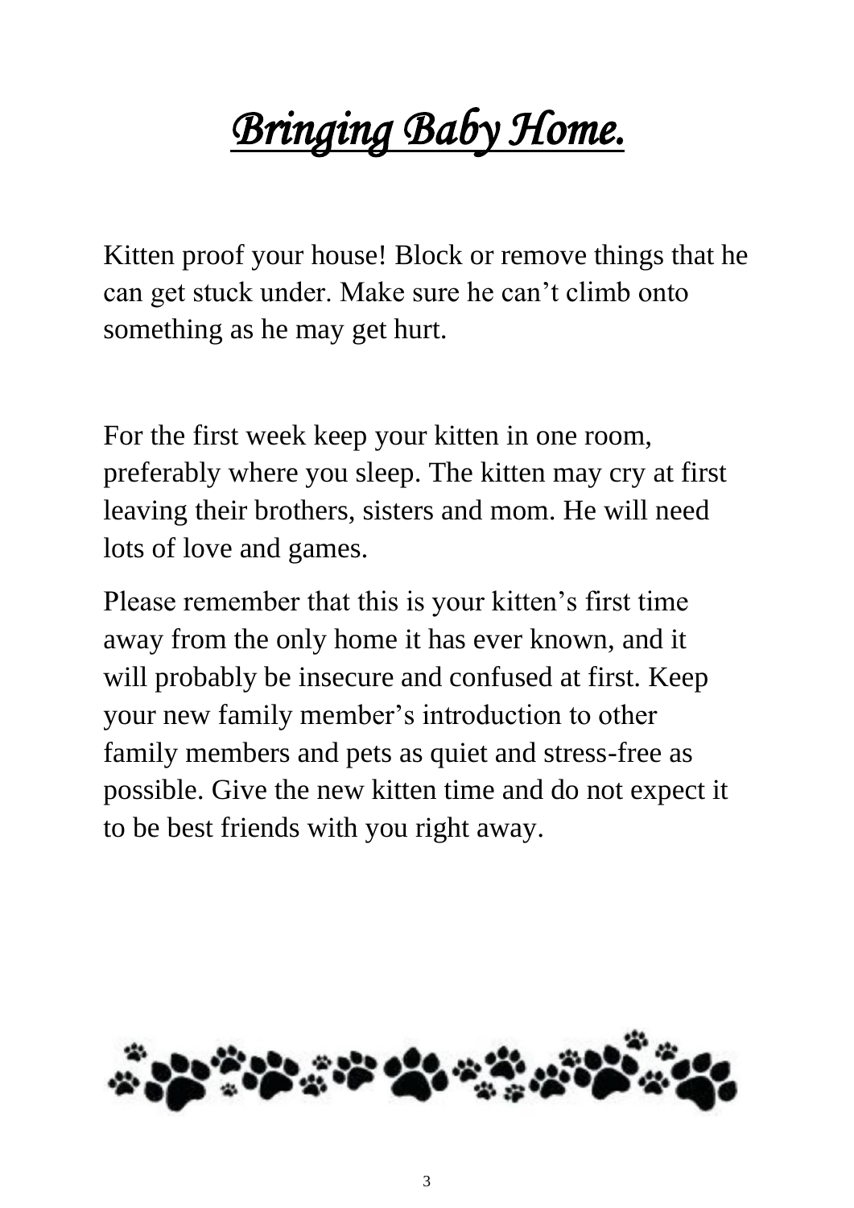# *Bringing Baby Home.*

Kitten proof your house! Block or remove things that he can get stuck under. Make sure he can't climb onto something as he may get hurt.

For the first week keep your kitten in one room, preferably where you sleep. The kitten may cry at first leaving their brothers, sisters and mom. He will need lots of love and games.

Please remember that this is your kitten's first time away from the only home it has ever known, and it will probably be insecure and confused at first. Keep your new family member's introduction to other family members and pets as quiet and stress-free as possible. Give the new kitten time and do not expect it to be best friends with you right away.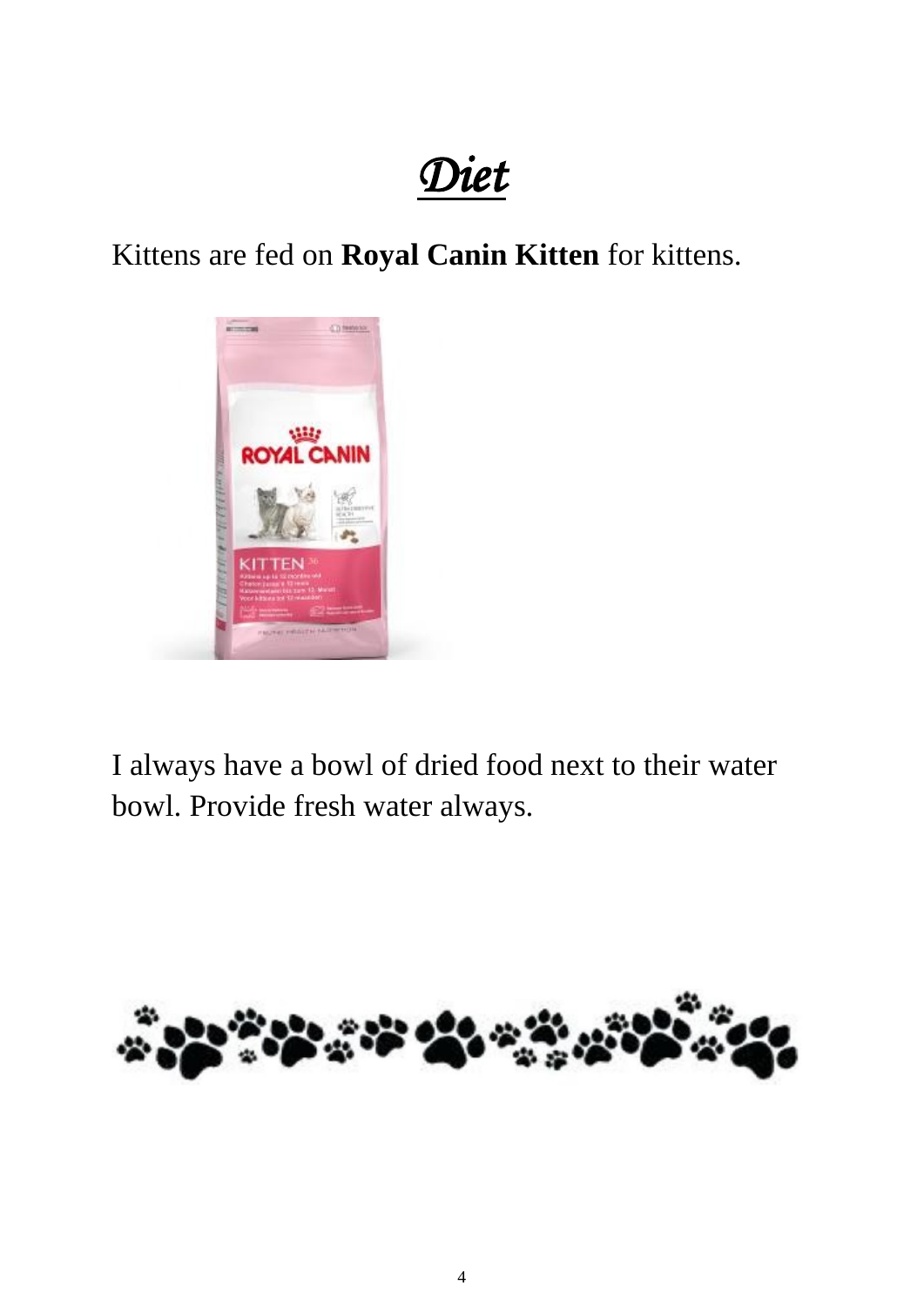# *Diet*

Kittens are fed on **Royal Canin Kitten** for kittens.

I always have a bowl of dried food next to their water bowl. Provide fresh water always.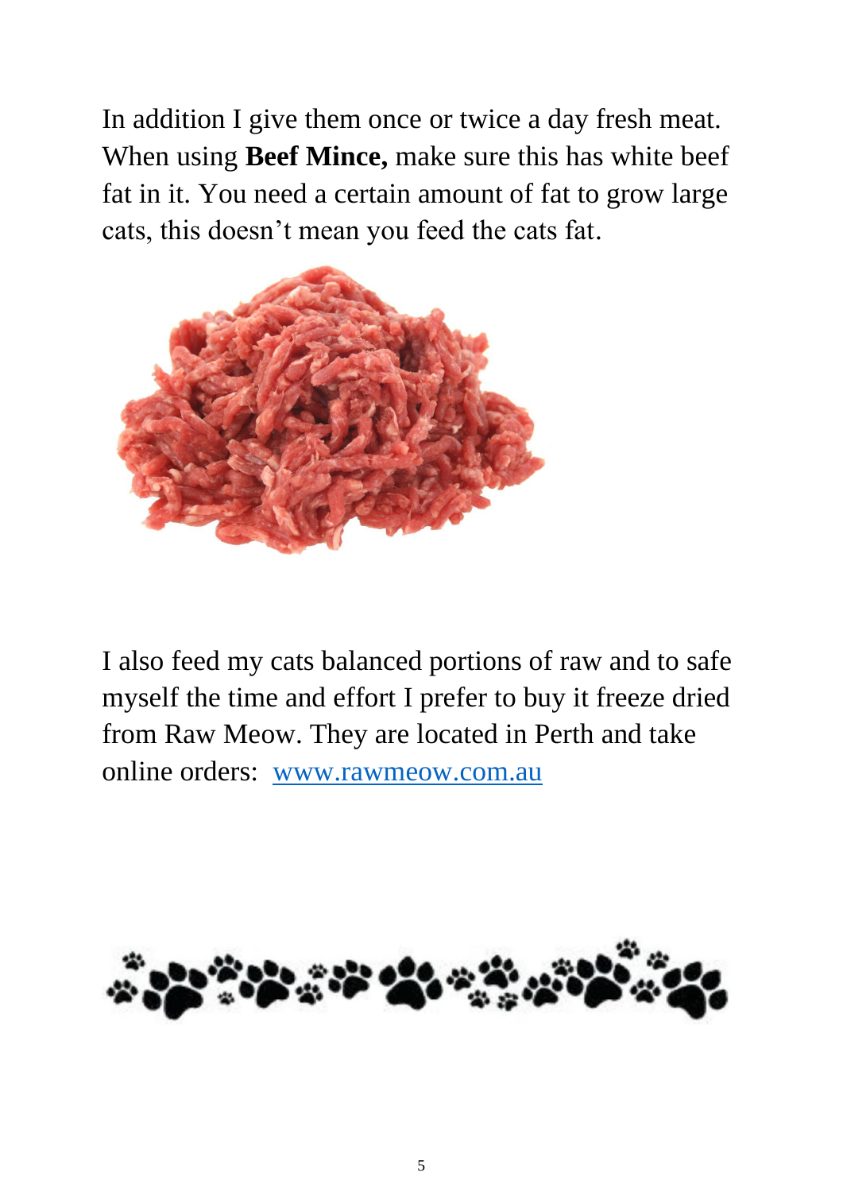In addition I give them once or twice a day fresh meat. When using **Beef Mince,** make sure this has white beef fat in it. You need a certain amount of fat to grow large cats, this doesn't mean you feed the cats fat.

I also feed my cats balanced portions of raw and to safe myself the time and effort I prefer to buy it freeze dried from Raw Meow. They are located in Perth and take online orders: [www.rawmeow.com.au](www.rawmeow.com.au)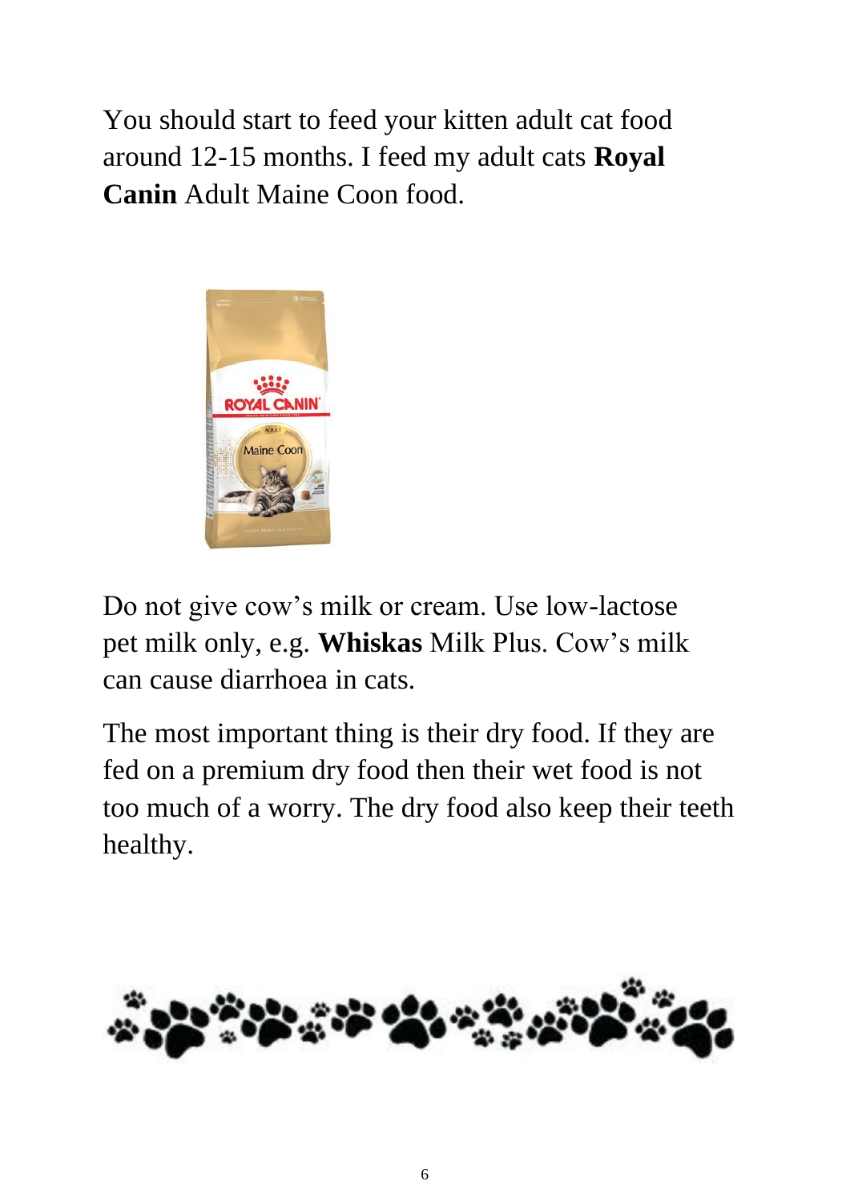You should start to feed your kitten adult cat food around 12-15 months. I feed my adult cats **Royal Canin** Adult Maine Coon food.

Do not give cow's milk or cream. Use low-lactose pet milk only, e.g. **Whiskas** Milk Plus. Cow's milk can cause diarrhoea in cats.

The most important thing is their dry food. If they are fed on a premium dry food then their wet food is not too much of a worry. The dry food also keep their teeth healthy.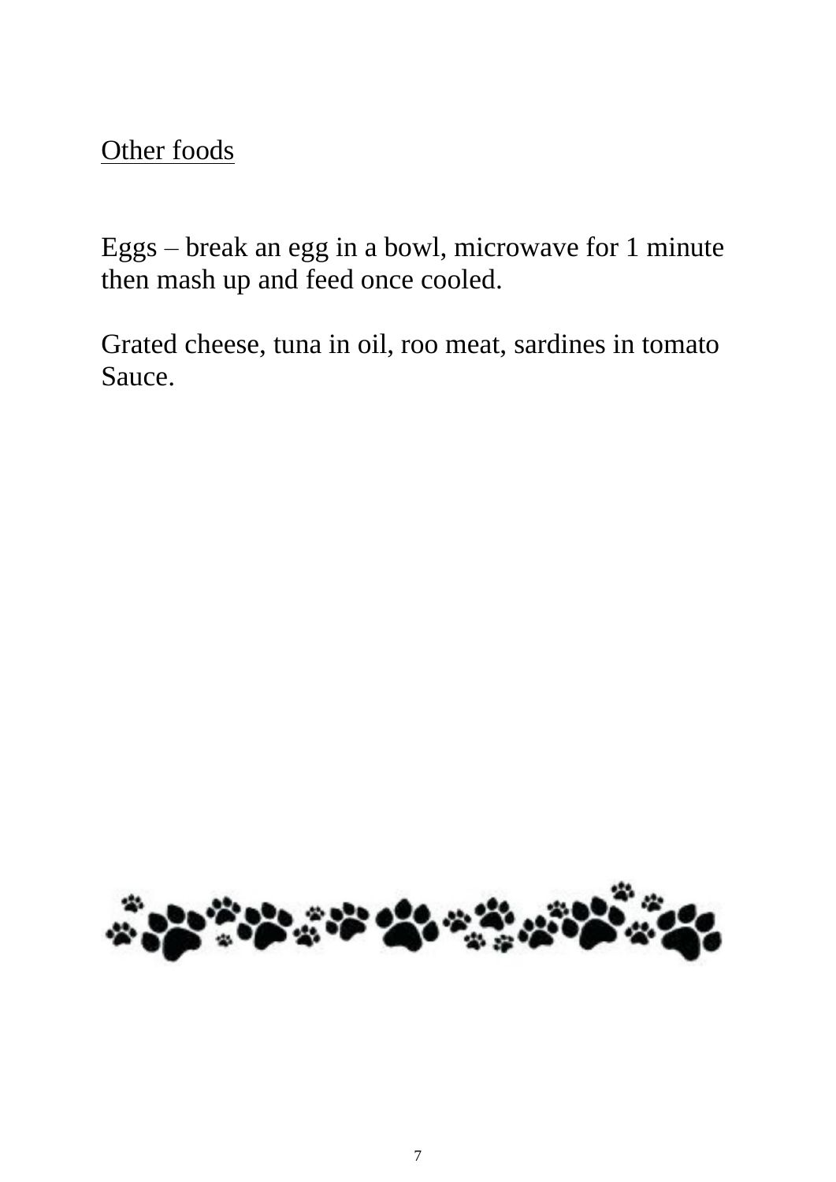## Other foods

Eggs – break an egg in a bowl, microwave for 1 minute then mash up and feed once cooled.

Grated cheese, tuna in oil, roo meat, sardines in tomato Sauce.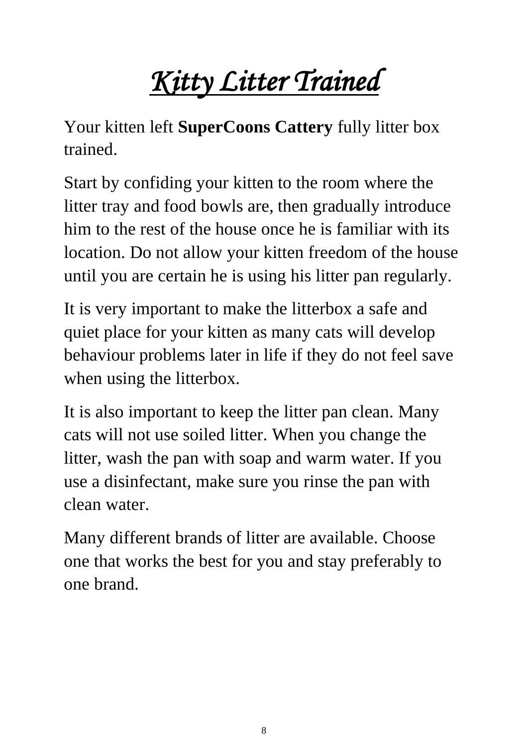# ***Kitty Litter Trained***

Your kitten left **SuperCoons Cattery** fully litter box trained.

Start by confiding your kitten to the room where the litter tray and food bowls are, then gradually introduce him to the rest of the house once he is familiar with its location. Do not allow your kitten freedom of the house until you are certain he is using his litter pan regularly.

It is very important to make the litterbox a safe and quiet place for your kitten as many cats will develop behaviour problems later in life if they do not feel save when using the litterbox.

It is also important to keep the litter pan clean. Many cats will not use soiled litter. When you change the litter, wash the pan with soap and warm water. If you use a disinfectant, make sure you rinse the pan with clean water.

Many different brands of litter are available. Choose one that works the best for you and stay preferably to one brand.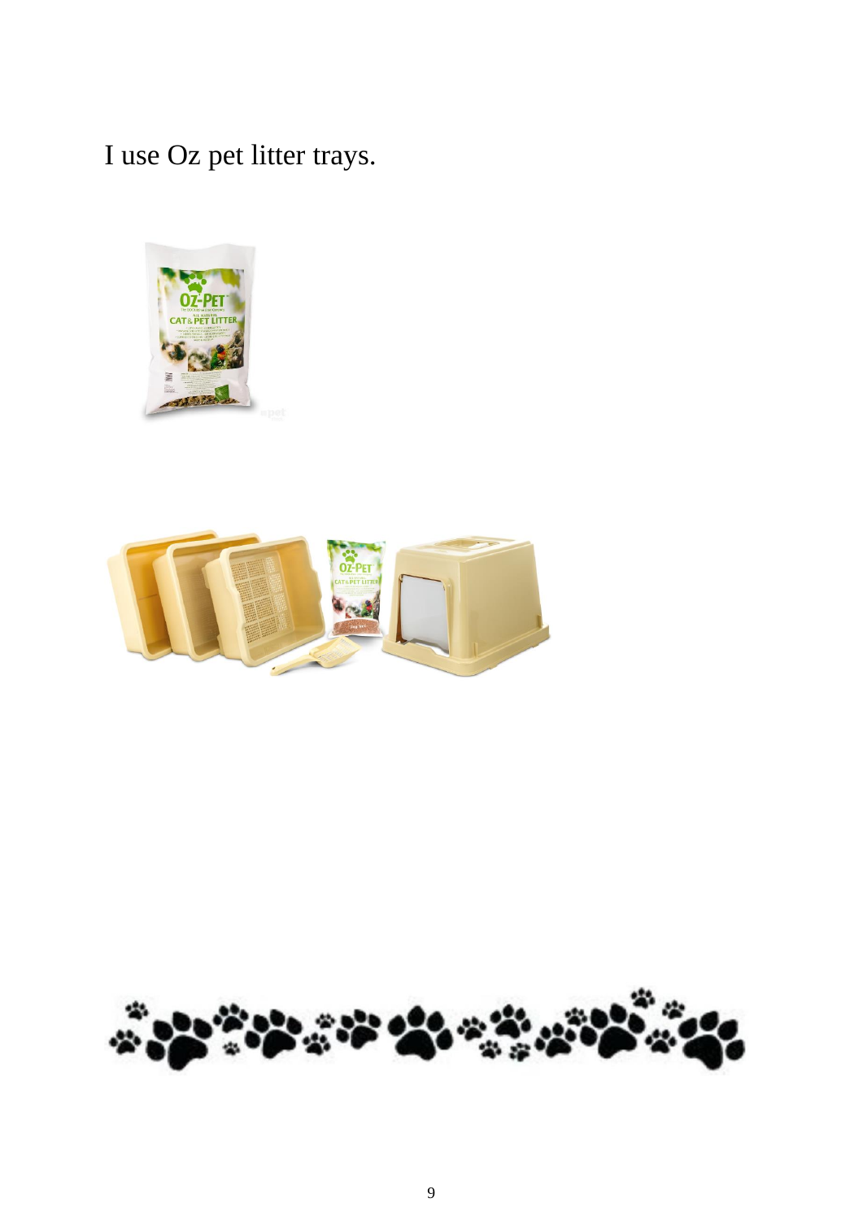I use Oz pet litter trays.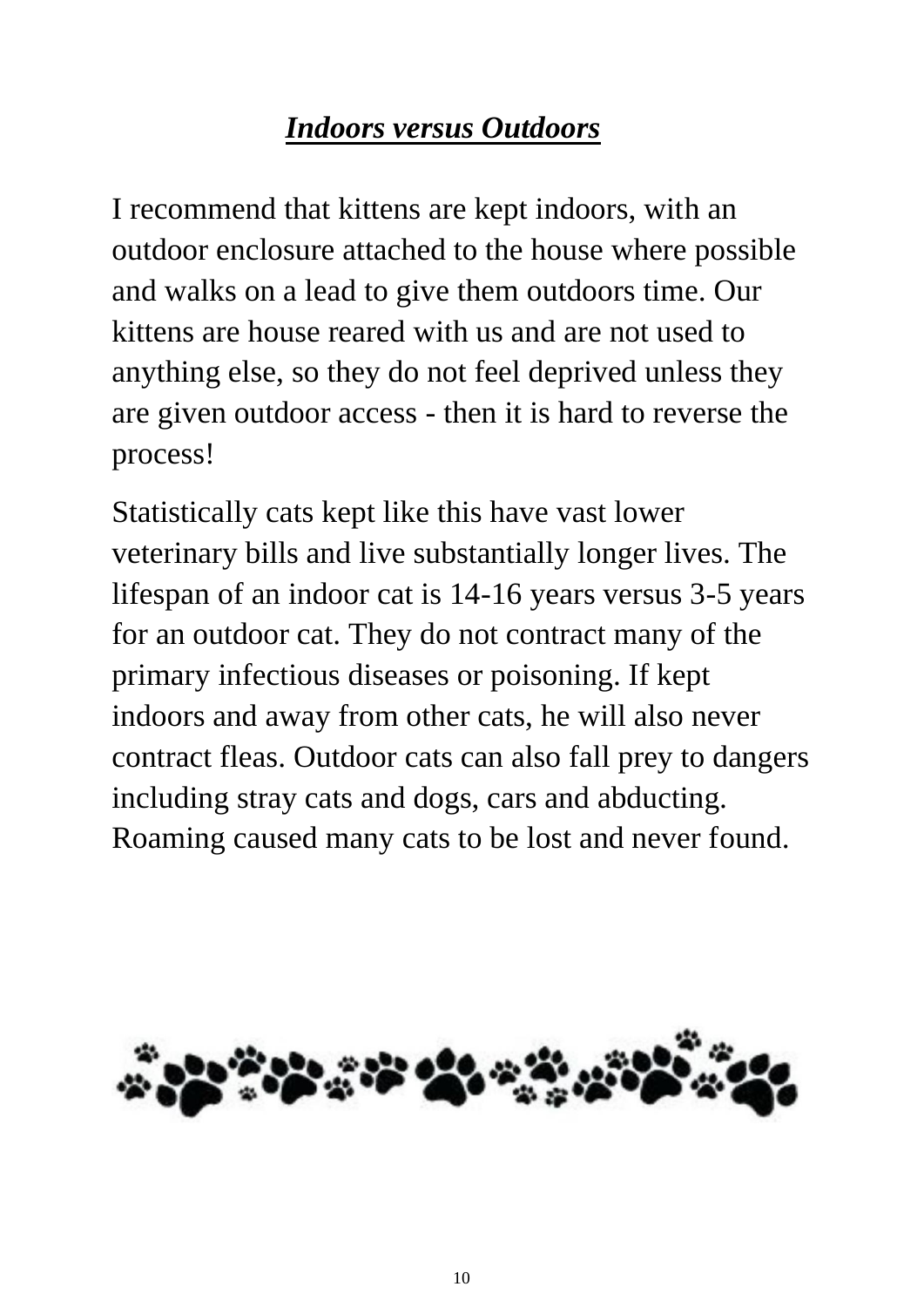## ***Indoors versus Outdoors***

I recommend that kittens are kept indoors, with an outdoor enclosure attached to the house where possible and walks on a lead to give them outdoors time. Our kittens are house reared with us and are not used to anything else, so they do not feel deprived unless they are given outdoor access - then it is hard to reverse the process!

Statistically cats kept like this have vast lower veterinary bills and live substantially longer lives. The lifespan of an indoor cat is 14-16 years versus 3-5 years for an outdoor cat. They do not contract many of the primary infectious diseases or poisoning. If kept indoors and away from other cats, he will also never contract fleas. Outdoor cats can also fall prey to dangers including stray cats and dogs, cars and abducting. Roaming caused many cats to be lost and never found.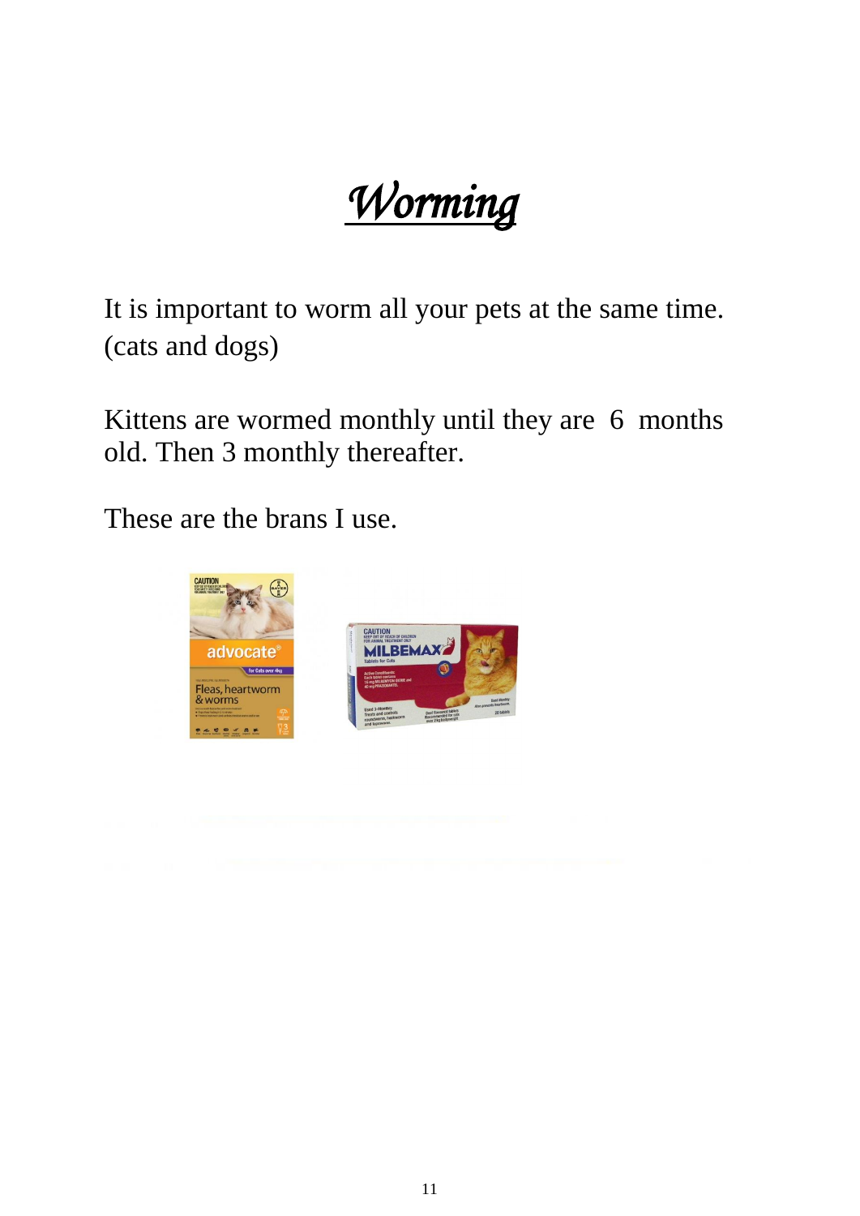# Worming

It is important to worm all your pets at the same time. (cats and dogs)

Kittens are wormed monthly until they are 6 months old. Then 3 monthly thereafter.

These are the brans I use.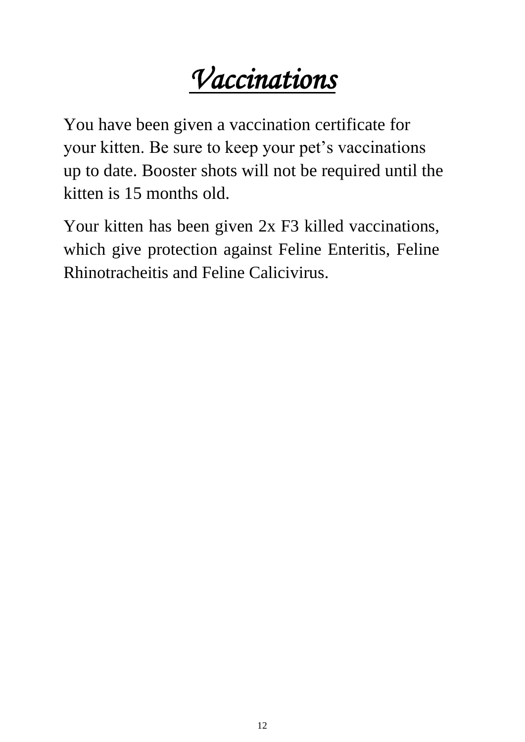# *Vaccinations*

You have been given a vaccination certificate for your kitten. Be sure to keep your pet's vaccinations up to date. Booster shots will not be required until the kitten is 15 months old.

Your kitten has been given 2x F3 killed vaccinations, which give protection against Feline Enteritis, Feline Rhinotracheitis and Feline Calicivirus.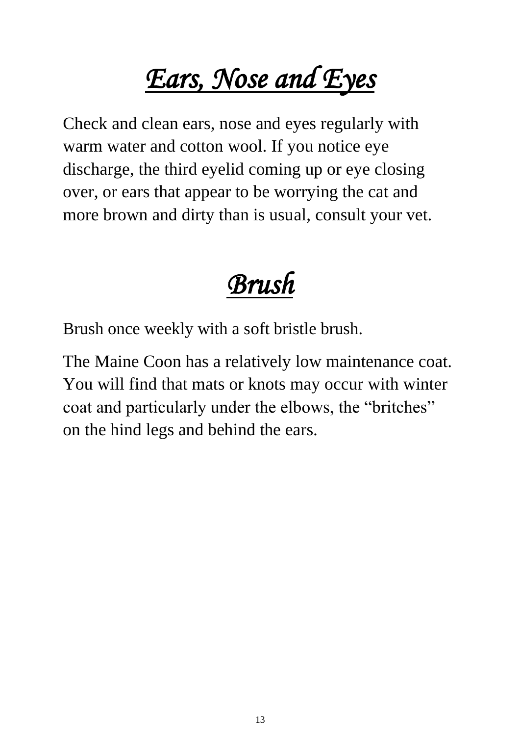# *Ears, Nose and Eyes*

Check and clean ears, nose and eyes regularly with warm water and cotton wool. If you notice eye discharge, the third eyelid coming up or eye closing over, or ears that appear to be worrying the cat and more brown and dirty than is usual, consult your vet.

# *Brush*

Brush once weekly with a soft bristle brush.

The Maine Coon has a relatively low maintenance coat. You will find that mats or knots may occur with winter coat and particularly under the elbows, the "britches" on the hind legs and behind the ears.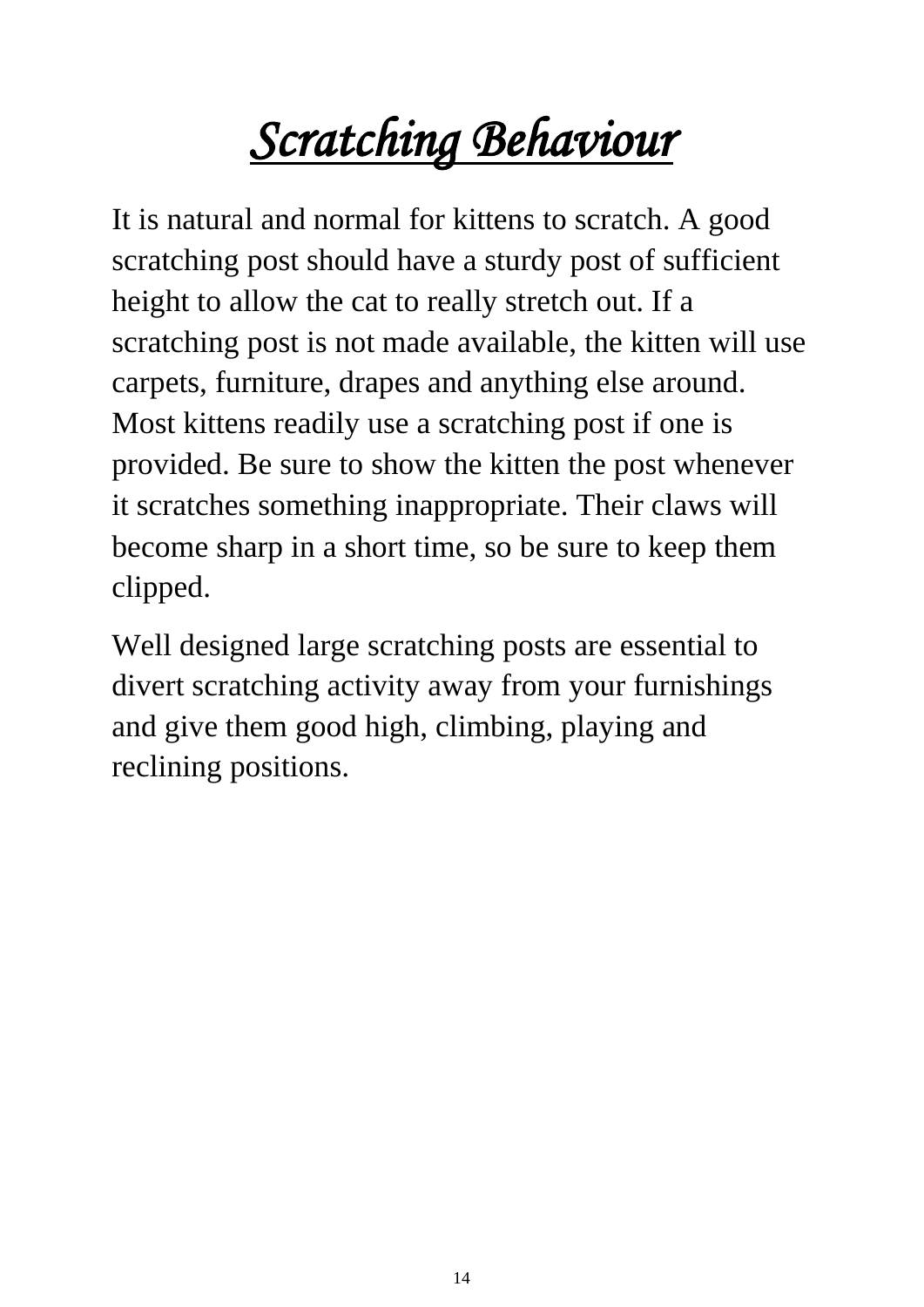# *Scratching Behaviour*

It is natural and normal for kittens to scratch. A good scratching post should have a sturdy post of sufficient height to allow the cat to really stretch out. If a scratching post is not made available, the kitten will use carpets, furniture, drapes and anything else around. Most kittens readily use a scratching post if one is provided. Be sure to show the kitten the post whenever it scratches something inappropriate. Their claws will become sharp in a short time, so be sure to keep them clipped.

Well designed large scratching posts are essential to divert scratching activity away from your furnishings and give them good high, climbing, playing and reclining positions.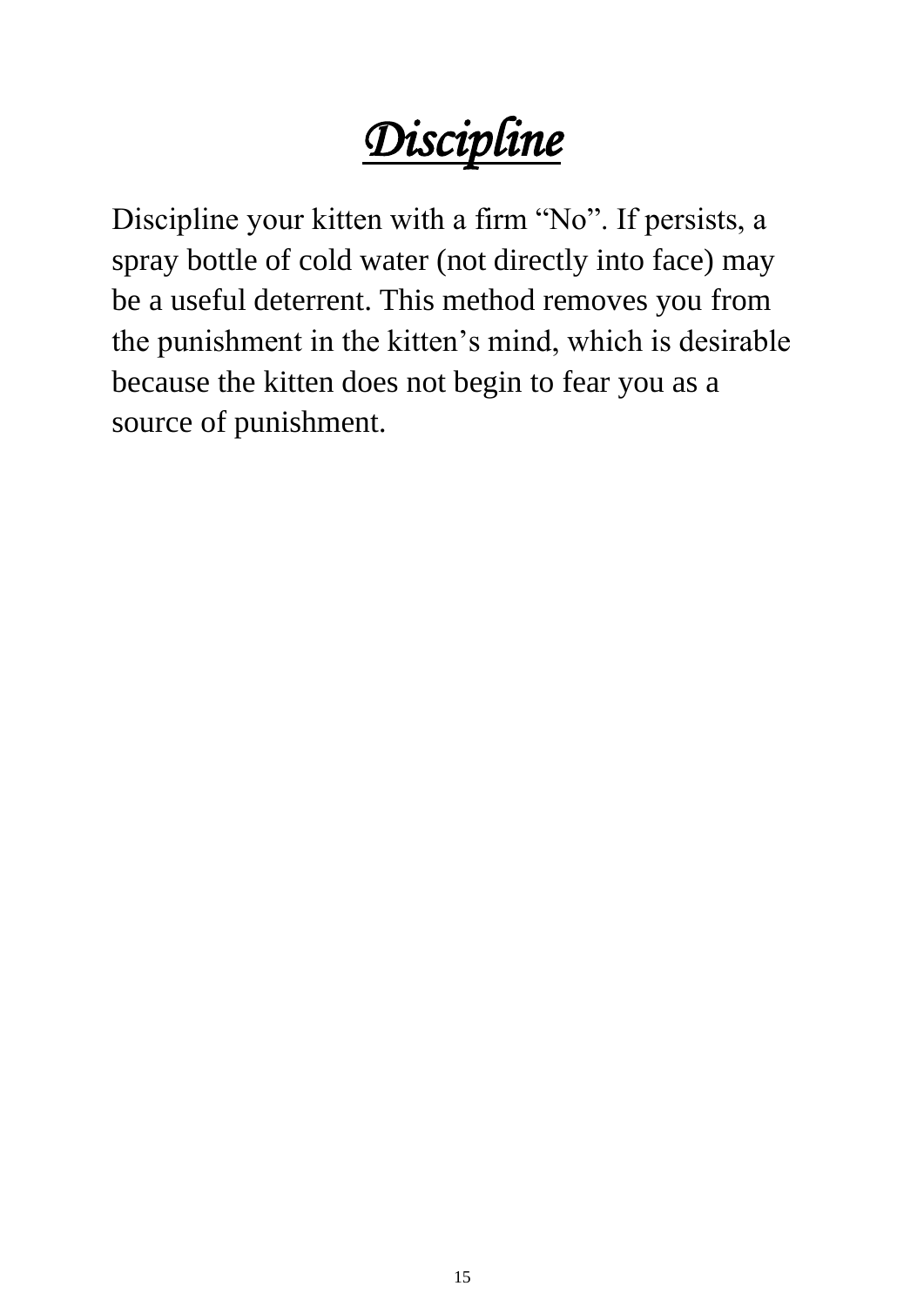# ***Discipline***

Discipline your kitten with a firm “No”. If persists, a spray bottle of cold water (not directly into face) may be a useful deterrent. This method removes you from the punishment in the kitten’s mind, which is desirable because the kitten does not begin to fear you as a source of punishment.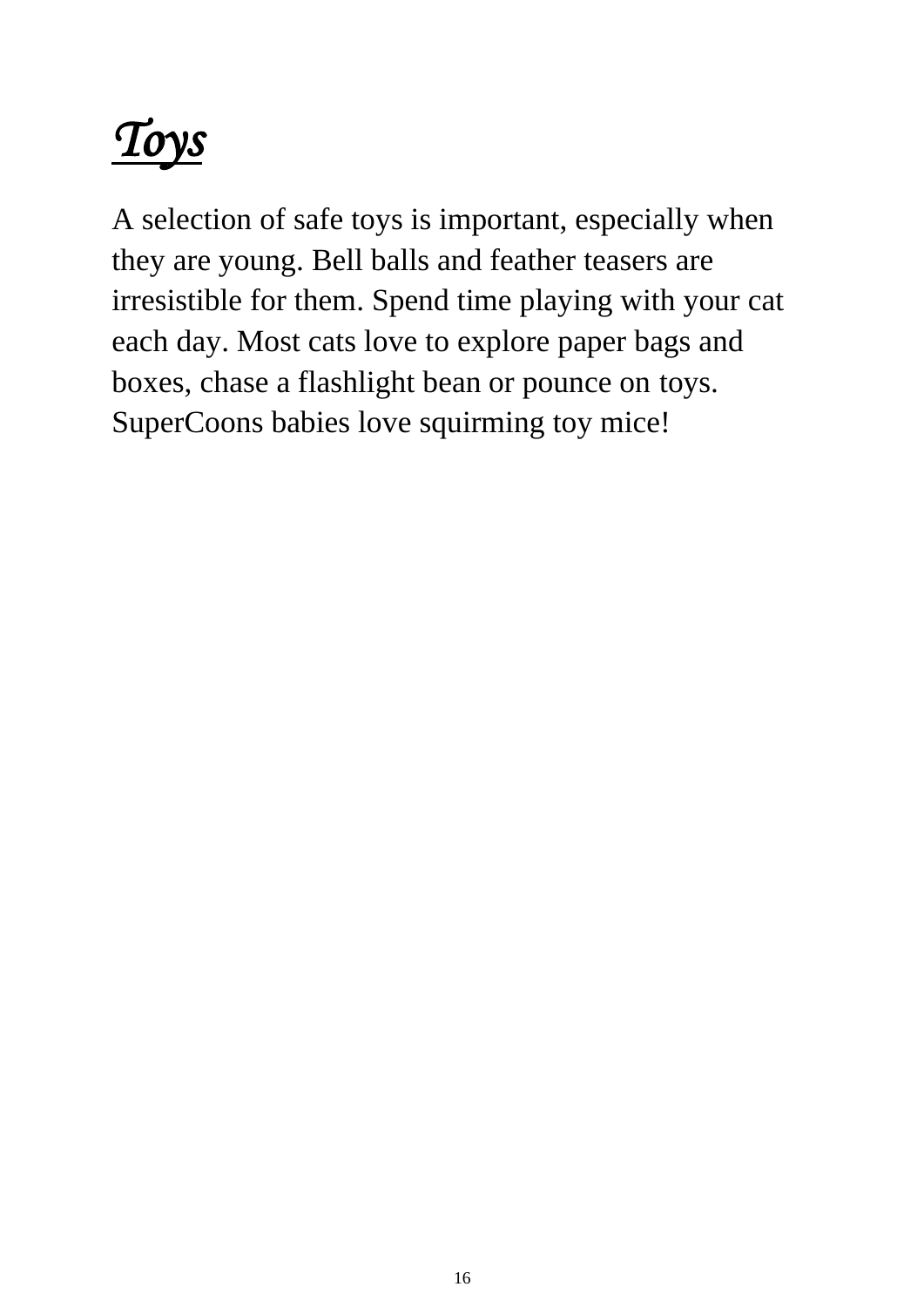# ***Toys***

A selection of safe toys is important, especially when they are young. Bell balls and feather teasers are irresistible for them. Spend time playing with your cat each day. Most cats love to explore paper bags and boxes, chase a flashlight bean or pounce on toys. SuperCoons babies love squirming toy mice!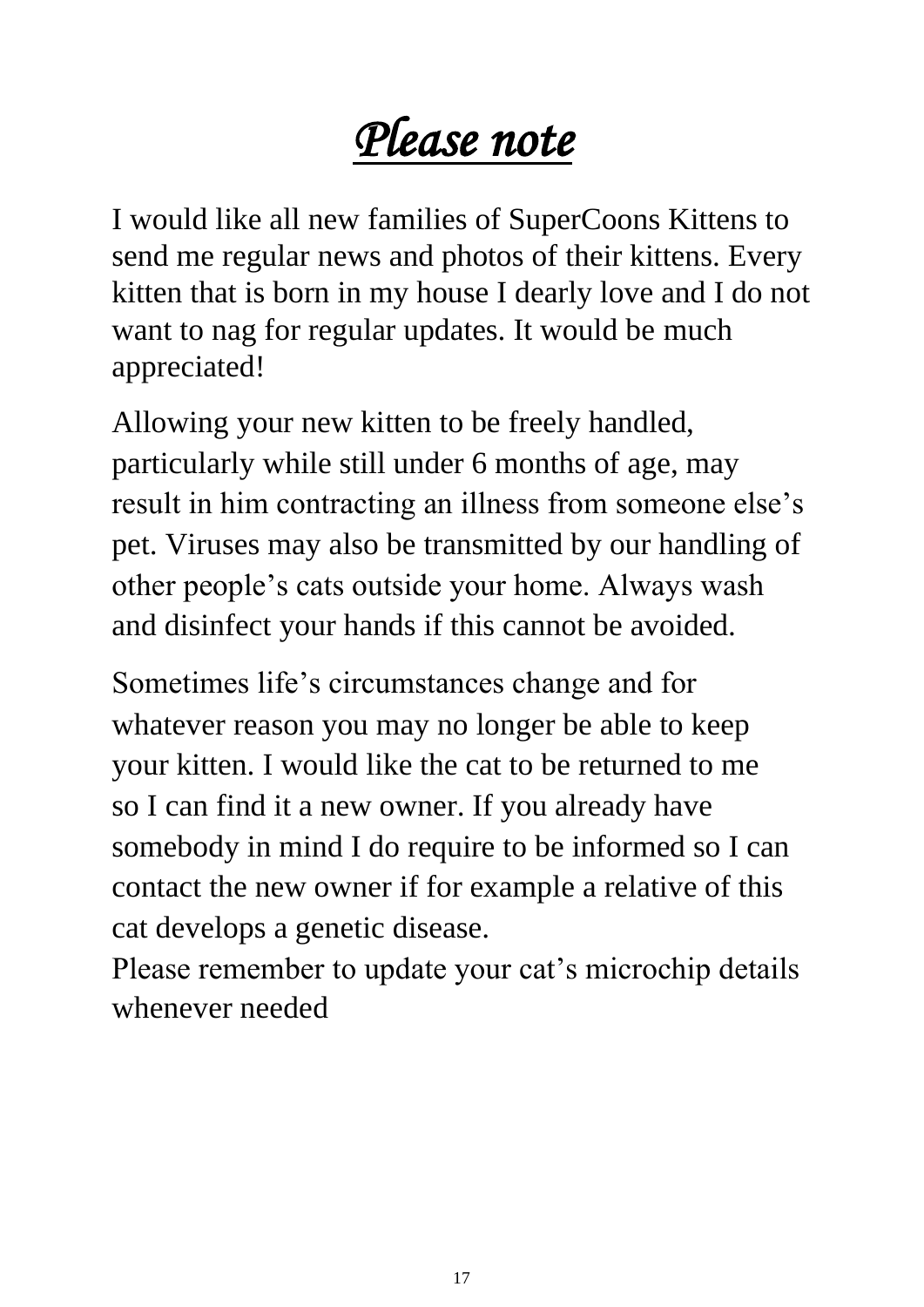# *Please note*

I would like all new families of SuperCoons Kittens to send me regular news and photos of their kittens. Every kitten that is born in my house I dearly love and I do not want to nag for regular updates. It would be much appreciated!

Allowing your new kitten to be freely handled, particularly while still under 6 months of age, may result in him contracting an illness from someone else's pet. Viruses may also be transmitted by our handling of other people's cats outside your home. Always wash and disinfect your hands if this cannot be avoided.

Sometimes life's circumstances change and for whatever reason you may no longer be able to keep your kitten. I would like the cat to be returned to me so I can find it a new owner. If you already have somebody in mind I do require to be informed so I can contact the new owner if for example a relative of this cat develops a genetic disease.
Please remember to update your cat's microchip details whenever needed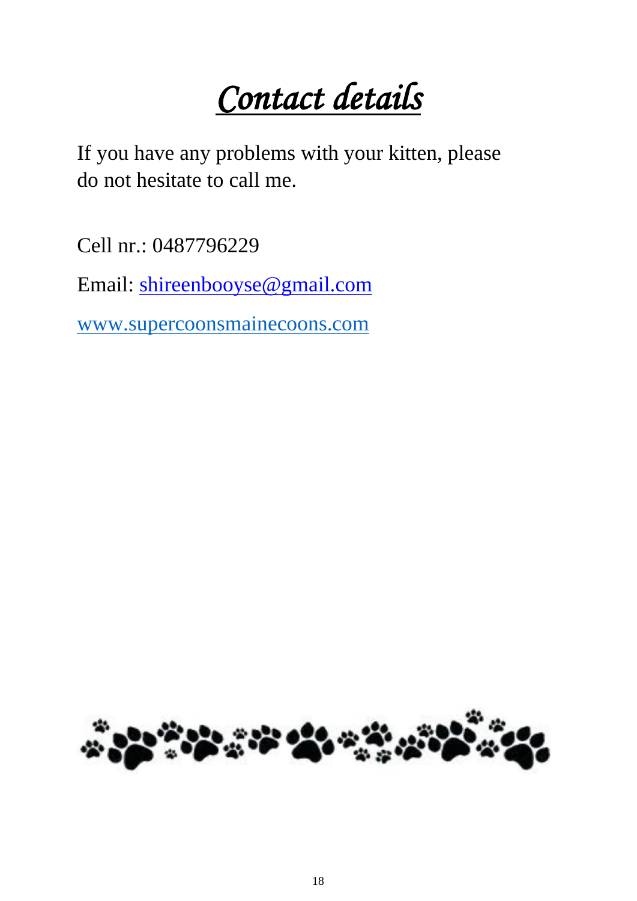# *Contact details*

If you have any problems with your kitten, please do not hesitate to call me.

Cell nr.: 0487796229

Email: shireenbooyse@gmail.com

www.supercoonsmainecoons.com